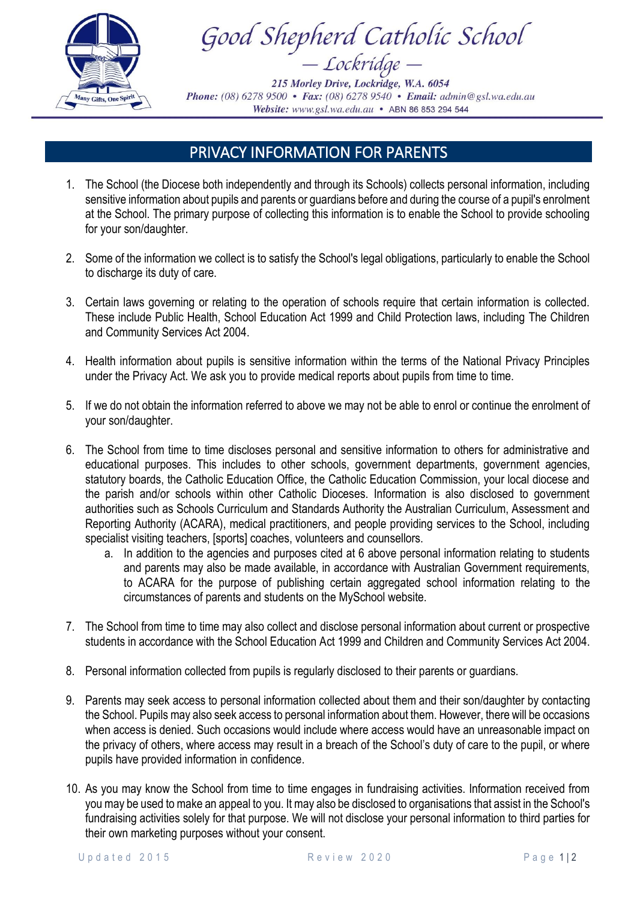# Good Shepherd Catholic School

— Lockridge —

215 Morley Drive, Lockridge, W.A. 6054

**Phone:** (08) 6278 9500 • **Fax:** (08) 6278 9540 • **Email:** admin@gsl.wa.edu.au

**Website:** www.gsl.wa.edu.au • ABN 86 853 294 544

## PRIVACY INFORMATION FOR PARENTS

1. The School (the Diocese both independently and through its Schools) collects personal information, including sensitive information about pupils and parents or guardians before and during the course of a pupil's enrolment at the School. The primary purpose of collecting this information is to enable the School to provide schooling for your son/daughter.

2. Some of the information we collect is to satisfy the School's legal obligations, particularly to enable the School to discharge its duty of care.

3. Certain laws governing or relating to the operation of schools require that certain information is collected. These include Public Health, School Education Act 1999 and Child Protection laws, including The Children and Community Services Act 2004.

4. Health information about pupils is sensitive information within the terms of the National Privacy Principles under the Privacy Act. We ask you to provide medical reports about pupils from time to time.

5. If we do not obtain the information referred to above we may not be able to enrol or continue the enrolment of your son/daughter.

6. The School from time to time discloses personal and sensitive information to others for administrative and educational purposes. This includes to other schools, government departments, government agencies, statutory boards, the Catholic Education Office, the Catholic Education Commission, your local diocese and the parish and/or schools within other Catholic Dioceses. Information is also disclosed to government authorities such as Schools Curriculum and Standards Authority the Australian Curriculum, Assessment and Reporting Authority (ACARA), medical practitioners, and people providing services to the School, including specialist visiting teachers, [sports] coaches, volunteers and counsellors.
    a. In addition to the agencies and purposes cited at 6 above personal information relating to students and parents may also be made available, in accordance with Australian Government requirements, to ACARA for the purpose of publishing certain aggregated school information relating to the circumstances of parents and students on the MySchool website.

7. The School from time to time may also collect and disclose personal information about current or prospective students in accordance with the School Education Act 1999 and Children and Community Services Act 2004.

8. Personal information collected from pupils is regularly disclosed to their parents or guardians.

9. Parents may seek access to personal information collected about them and their son/daughter by contacting the School. Pupils may also seek access to personal information about them. However, there will be occasions when access is denied. Such occasions would include where access would have an unreasonable impact on the privacy of others, where access may result in a breach of the School's duty of care to the pupil, or where pupils have provided information in confidence.

10. As you may know the School from time to time engages in fundraising activities. Information received from you may be used to make an appeal to you. It may also be disclosed to organisations that assist in the School's fundraising activities solely for that purpose. We will not disclose your personal information to third parties for their own marketing purposes without your consent.

Updated 2015 Review 2020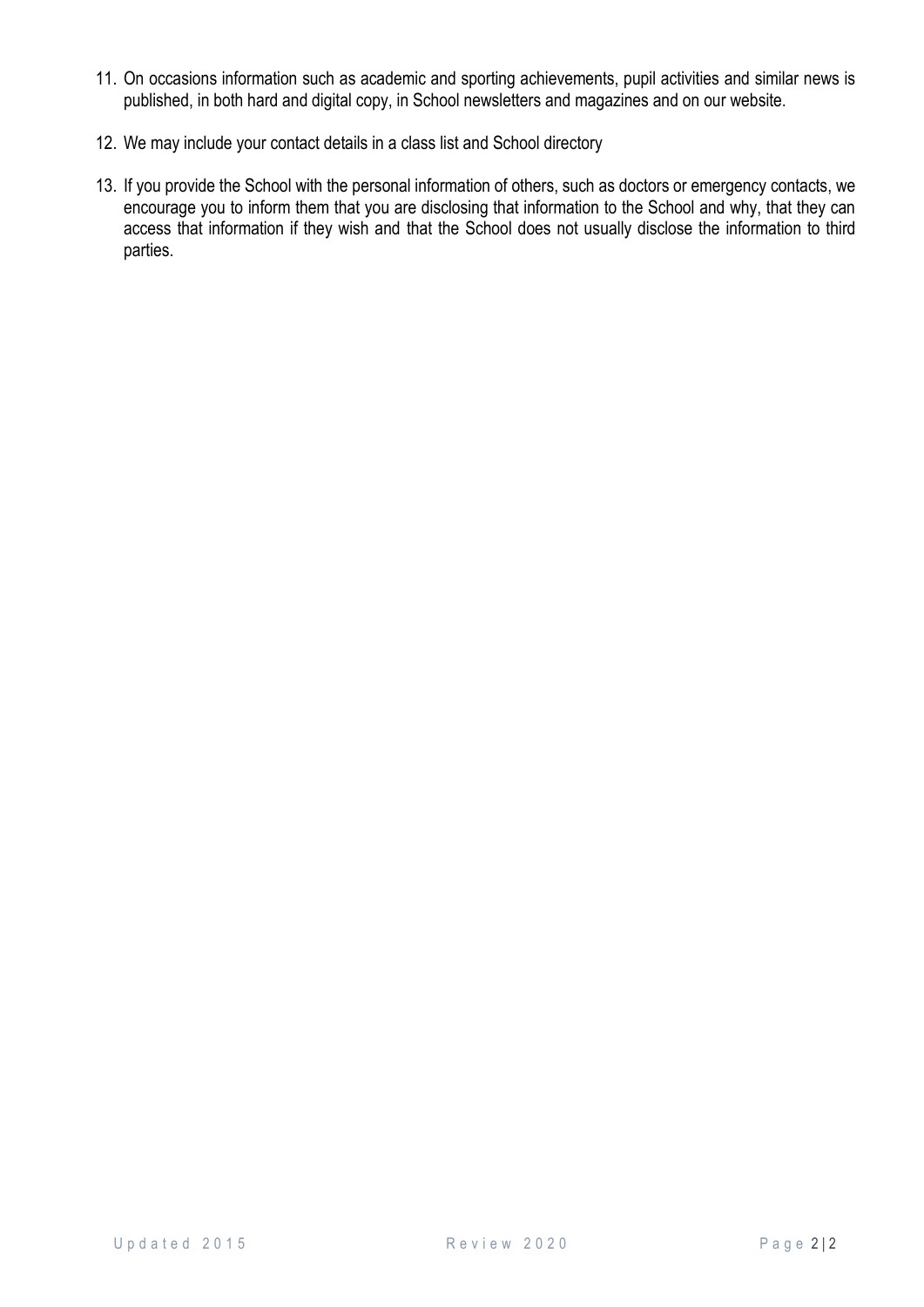11. On occasions information such as academic and sporting achievements, pupil activities and similar news is published, in both hard and digital copy, in School newsletters and magazines and on our website.

12. We may include your contact details in a class list and School directory

13. If you provide the School with the personal information of others, such as doctors or emergency contacts, we encourage you to inform them that you are disclosing that information to the School and why, that they can access that information if they wish and that the School does not usually disclose the information to third parties.